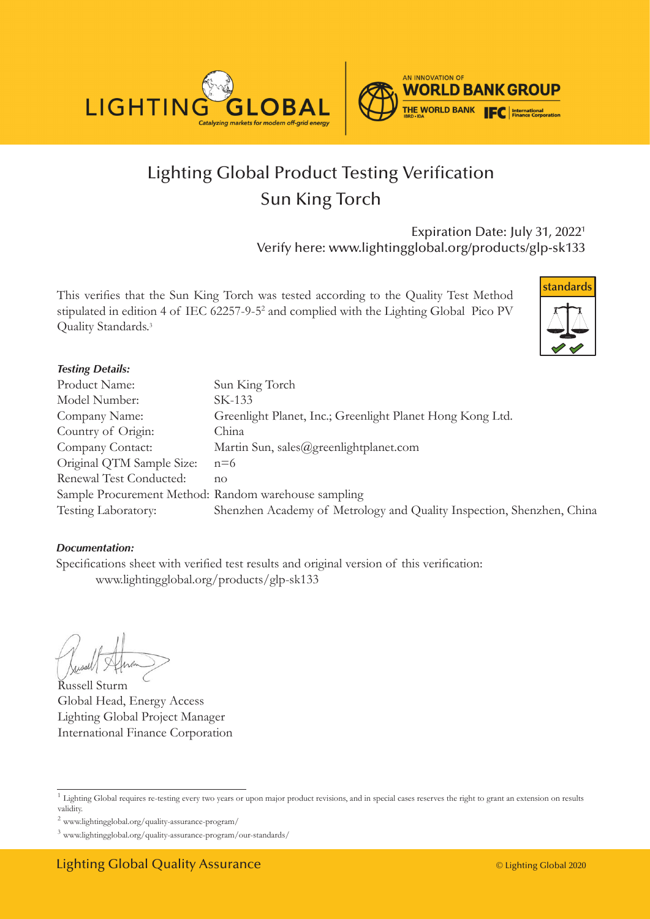LIGHTING GLOBAL
Catalyzing markets for modern off-grid energy

AN INNOVATION OF WORLD BANK GROUP
THE WORLD BANK IBRD • IDA | IFC International Finance Corporation

# Lighting Global Product Testing Verification
# Sun King Torch

Expiration Date: July 31, 2022[1]
Verify here: www.lightingglobal.org/products/glp-sk133

standards

This verifies that the Sun King Torch was tested according to the Quality Test Method stipulated in edition 4 of IEC 62257-9-5[2] and complied with the Lighting Global Pico PV Quality Standards.[3]

***Testing Details:***

| | |
|---|---|
| Product Name: | Sun King Torch |
| Model Number: | SK-133 |
| Company Name: | Greenlight Planet, Inc.; Greenlight Planet Hong Kong Ltd. |
| Country of Origin: | China |
| Company Contact: | Martin Sun, sales@greenlightplanet.com |
| Original QTM Sample Size: | n=6 |
| Renewal Test Conducted: | no |
| Sample Procurement Method: | Random warehouse sampling |
| Testing Laboratory: | Shenzhen Academy of Metrology and Quality Inspection, Shenzhen, China |

***Documentation:***

Specifications sheet with verified test results and original version of this verification:
www.lightingglobal.org/products/glp-sk133

Russell Sturm
Global Head, Energy Access
Lighting Global Project Manager
International Finance Corporation

[1] Lighting Global requires re-testing every two years or upon major product revisions, and in special cases reserves the right to grant an extension on results validity.

[2] www.lightingglobal.org/quality-assurance-program/

[3] www.lightingglobal.org/quality-assurance-program/our-standards/

Lighting Global Quality Assurance © Lighting Global 2020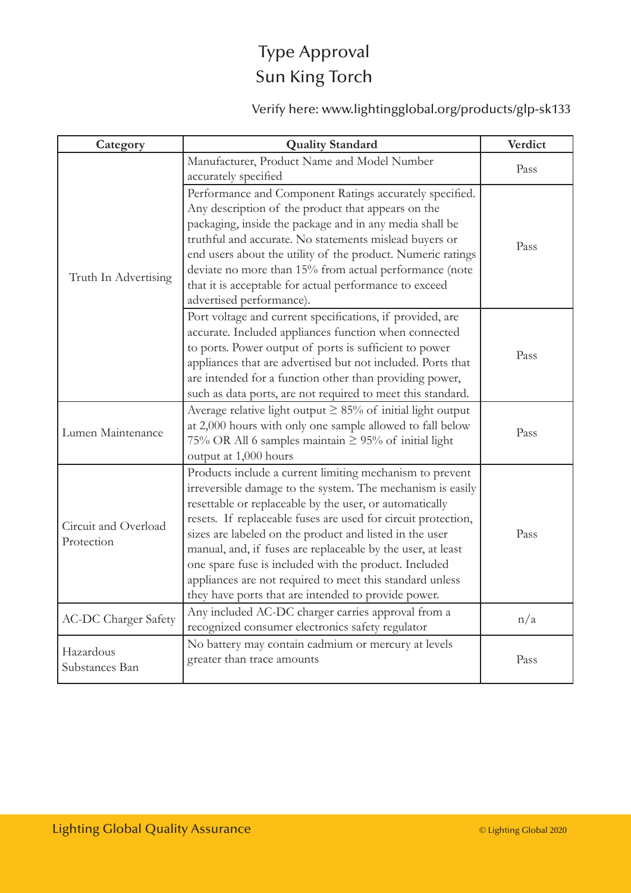# Type Approval
# Sun King Torch

Verify here: www.lightingglobal.org/products/glp-sk133

| Category | Quality Standard | Verdict |
|---|---|---|
| Truth In Advertising | Manufacturer, Product Name and Model Number accurately specified | Pass |
| | Performance and Component Ratings accurately specified. Any description of the product that appears on the packaging, inside the package and in any media shall be truthful and accurate. No statements mislead buyers or end users about the utility of the product. Numeric ratings deviate no more than 15% from actual performance (note that it is acceptable for actual performance to exceed advertised performance). | Pass |
| | Port voltage and current specifications, if provided, are accurate. Included appliances function when connected to ports. Power output of ports is sufficient to power appliances that are advertised but not included. Ports that are intended for a function other than providing power, such as data ports, are not required to meet this standard. | Pass |
| Lumen Maintenance | Average relative light output ≥ 85% of initial light output at 2,000 hours with only one sample allowed to fall below 75% OR All 6 samples maintain ≥ 95% of initial light output at 1,000 hours | Pass |
| Circuit and Overload Protection | Products include a current limiting mechanism to prevent irreversible damage to the system. The mechanism is easily resettable or replaceable by the user, or automatically resets. If replaceable fuses are used for circuit protection, sizes are labeled on the product and listed in the user manual, and, if fuses are replaceable by the user, at least one spare fuse is included with the product. Included appliances are not required to meet this standard unless they have ports that are intended to provide power. | Pass |
| AC-DC Charger Safety | Any included AC-DC charger carries approval from a recognized consumer electronics safety regulator | n/a |
| Hazardous Substances Ban | No battery may contain cadmium or mercury at levels greater than trace amounts | Pass |

Lighting Global Quality Assurance

© Lighting Global 2020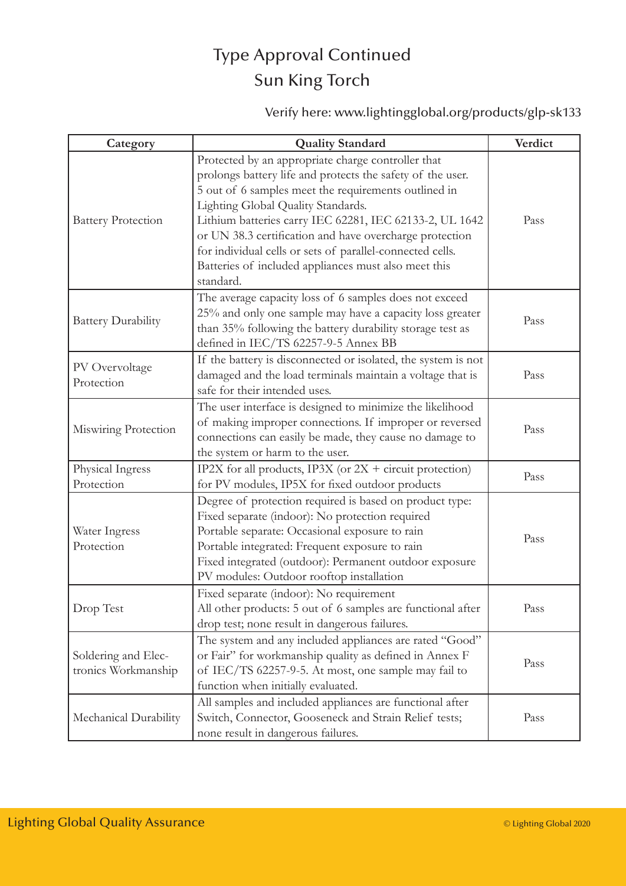# Type Approval Continued
# Sun King Torch

Verify here: www.lightingglobal.org/products/glp-sk133

| Category | Quality Standard | Verdict |
|---|---|---|
| Battery Protection | Protected by an appropriate charge controller that prolongs battery life and protects the safety of the user. 5 out of 6 samples meet the requirements outlined in Lighting Global Quality Standards. Lithium batteries carry IEC 62281, IEC 62133-2, UL 1642 or UN 38.3 certification and have overcharge protection for individual cells or sets of parallel-connected cells. Batteries of included appliances must also meet this standard. | Pass |
| Battery Durability | The average capacity loss of 6 samples does not exceed 25% and only one sample may have a capacity loss greater than 35% following the battery durability storage test as defined in IEC/TS 62257-9-5 Annex BB | Pass |
| PV Overvoltage Protection | If the battery is disconnected or isolated, the system is not damaged and the load terminals maintain a voltage that is safe for their intended uses. | Pass |
| Miswiring Protection | The user interface is designed to minimize the likelihood of making improper connections. If improper or reversed connections can easily be made, they cause no damage to the system or harm to the user. | Pass |
| Physical Ingress Protection | IP2X for all products, IP3X (or 2X + circuit protection) for PV modules, IP5X for fixed outdoor products | Pass |
| Water Ingress Protection | Degree of protection required is based on product type:<br>Fixed separate (indoor): No protection required<br>Portable separate: Occasional exposure to rain<br>Portable integrated: Frequent exposure to rain<br>Fixed integrated (outdoor): Permanent outdoor exposure<br>PV modules: Outdoor rooftop installation | Pass |
| Drop Test | Fixed separate (indoor): No requirement<br>All other products: 5 out of 6 samples are functional after drop test; none result in dangerous failures. | Pass |
| Soldering and Electronics Workmanship | The system and any included appliances are rated "Good" or Fair" for workmanship quality as defined in Annex F of IEC/TS 62257-9-5. At most, one sample may fail to function when initially evaluated. | Pass |
| Mechanical Durability | All samples and included appliances are functional after Switch, Connector, Gooseneck and Strain Relief tests; none result in dangerous failures. | Pass |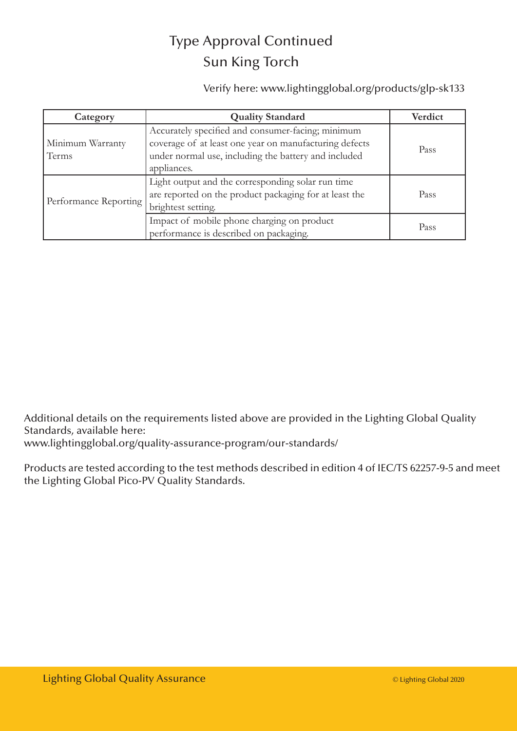# Type Approval Continued
## Sun King Torch

Verify here: www.lightingglobal.org/products/glp-sk133

| Category | Quality Standard | Verdict |
|---|---|---|
| Minimum Warranty Terms | Accurately specified and consumer-facing; minimum coverage of at least one year on manufacturing defects under normal use, including the battery and included appliances. | Pass |
| Performance Reporting | Light output and the corresponding solar run time are reported on the product packaging for at least the brightest setting. | Pass |
| | Impact of mobile phone charging on product performance is described on packaging. | Pass |

Additional details on the requirements listed above are provided in the Lighting Global Quality Standards, available here:
www.lightingglobal.org/quality-assurance-program/our-standards/

Products are tested according to the test methods described in edition 4 of IEC/TS 62257-9-5 and meet the Lighting Global Pico-PV Quality Standards.